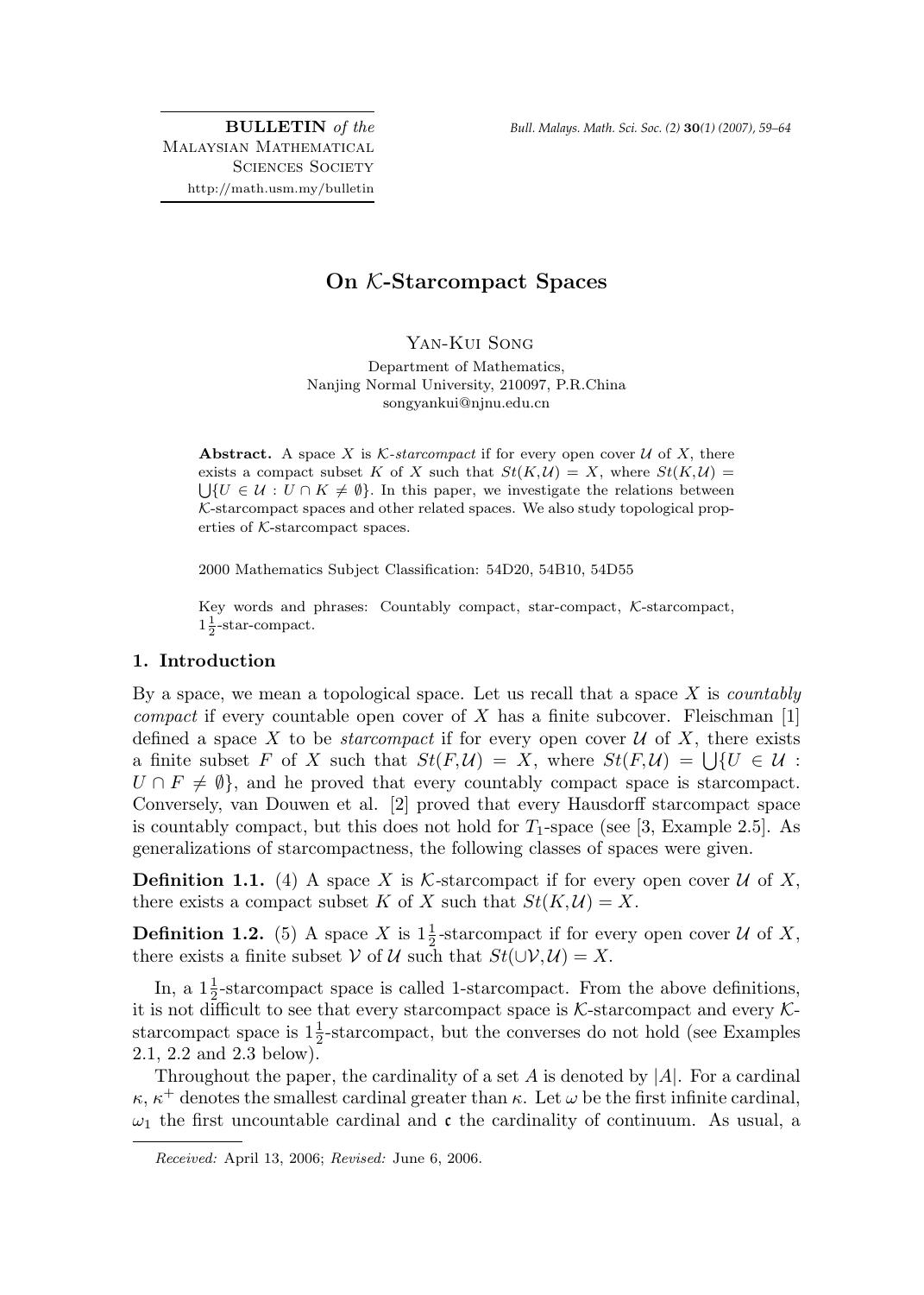**BULLETIN** *of the* MALAYSIAN MATHEMATICAL SCIENCES SOCIETY
http://math.usm.my/bulletin

# On $\mathcal{K}$-Starcompact Spaces

YAN-KUI SONG

Department of Mathematics,
Nanjing Normal University, 210097, P.R.China
songyankui@njnu.edu.cn

**Abstract.** A space $X$ is $\mathcal{K}$-*starcompact* if for every open cover $\mathcal{U}$ of $X$, there exists a compact subset $K$ of $X$ such that $St(K,\mathcal{U}) = X$, where $St(K,\mathcal{U}) = \bigcup\{U \in \mathcal{U} : U \cap K \neq \emptyset\}$. In this paper, we investigate the relations between $\mathcal{K}$-starcompact spaces and other related spaces. We also study topological properties of $\mathcal{K}$-starcompact spaces.

2000 Mathematics Subject Classification: 54D20, 54B10, 54D55

Key words and phrases: Countably compact, star-compact, $\mathcal{K}$-starcompact, $1\frac{1}{2}$-star-compact.

## 1. Introduction

By a space, we mean a topological space. Let us recall that a space $X$ is *countably compact* if every countable open cover of $X$ has a finite subcover. Fleischman [1] defined a space $X$ to be *starcompact* if for every open cover $\mathcal{U}$ of $X$, there exists a finite subset $F$ of $X$ such that $St(F,\mathcal{U}) = X$, where $St(F,\mathcal{U}) = \bigcup\{U \in \mathcal{U} : U \cap F \neq \emptyset\}$, and he proved that every countably compact space is starcompact. Conversely, van Douwen et al. [2] proved that every Hausdorff starcompact space is countably compact, but this does not hold for $T_1$-space (see [3, Example 2.5]. As generalizations of starcompactness, the following classes of spaces were given.

**Definition 1.1.** (4) A space $X$ is $\mathcal{K}$-starcompact if for every open cover $\mathcal{U}$ of $X$, there exists a compact subset $K$ of $X$ such that $St(K,\mathcal{U}) = X$.

**Definition 1.2.** (5) A space $X$ is $1\frac{1}{2}$-starcompact if for every open cover $\mathcal{U}$ of $X$, there exists a finite subset $\mathcal{V}$ of $\mathcal{U}$ such that $St(\cup\mathcal{V},\mathcal{U}) = X$.

In, a $1\frac{1}{2}$-starcompact space is called 1-starcompact. From the above definitions, it is not difficult to see that every starcompact space is $\mathcal{K}$-starcompact and every $\mathcal{K}$-starcompact space is $1\frac{1}{2}$-starcompact, but the converses do not hold (see Examples 2.1, 2.2 and 2.3 below).

Throughout the paper, the cardinality of a set $A$ is denoted by $|A|$. For a cardinal $\kappa$, $\kappa^+$ denotes the smallest cardinal greater than $\kappa$. Let $\omega$ be the first infinite cardinal, $\omega_1$ the first uncountable cardinal and $\mathfrak{c}$ the cardinality of continuum. As usual, a

*Received:* April 13, 2006; *Revised:* June 6, 2006.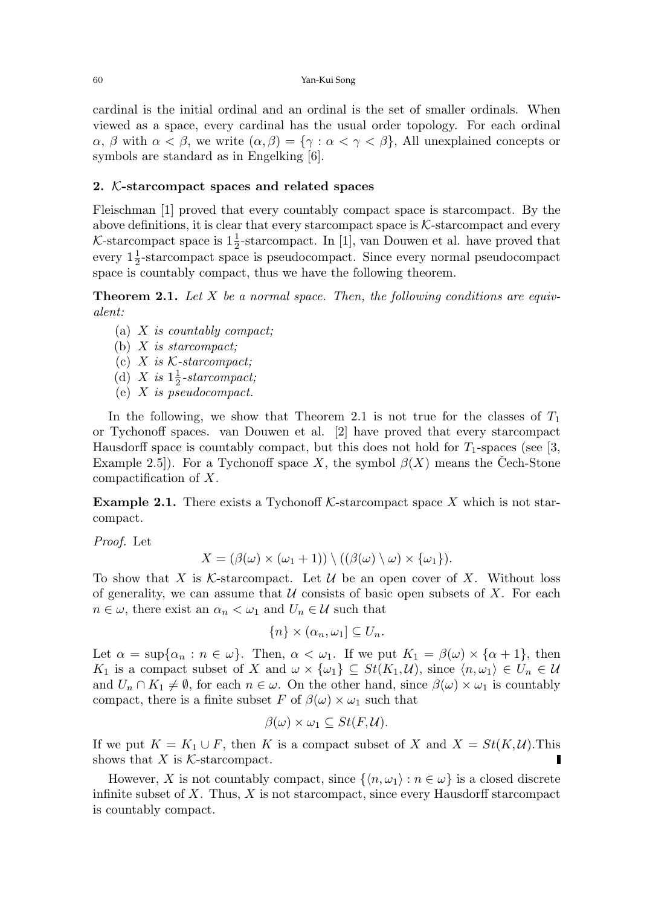cardinal is the initial ordinal and an ordinal is the set of smaller ordinals. When viewed as a space, every cardinal has the usual order topology. For each ordinal $\alpha$, $\beta$ with $\alpha < \beta$, we write $(\alpha, \beta) = \{\gamma : \alpha < \gamma < \beta\}$, All unexplained concepts or symbols are standard as in Engelking [6].

## 2. $\mathcal{K}$-starcompact spaces and related spaces

Fleischman [1] proved that every countably compact space is starcompact. By the above definitions, it is clear that every starcompact space is $\mathcal{K}$-starcompact and every $\mathcal{K}$-starcompact space is $1\frac{1}{2}$-starcompact. In [1], van Douwen et al. have proved that every $1\frac{1}{2}$-starcompact space is pseudocompact. Since every normal pseudocompact space is countably compact, thus we have the following theorem.

**Theorem 2.1.** *Let $X$ be a normal space. Then, the following conditions are equivalent:*

(a) *$X$ is countably compact;*
(b) *$X$ is starcompact;*
(c) *$X$ is $\mathcal{K}$-starcompact;*
(d) *$X$ is $1\frac{1}{2}$-starcompact;*
(e) *$X$ is pseudocompact.*

In the following, we show that Theorem 2.1 is not true for the classes of $T_1$ or Tychonoff spaces. van Douwen et al. [2] have proved that every starcompact Hausdorff space is countably compact, but this does not hold for $T_1$-spaces (see [3, Example 2.5]). For a Tychonoff space $X$, the symbol $\beta(X)$ means the Čech-Stone compactification of $X$.

**Example 2.1.** There exists a Tychonoff $\mathcal{K}$-starcompact space $X$ which is not starcompact.

*Proof.* Let

$$X = (\beta(\omega) \times (\omega_1 + 1)) \setminus ((\beta(\omega) \setminus \omega) \times \{\omega_1\}).$$

To show that $X$ is $\mathcal{K}$-starcompact. Let $\mathcal{U}$ be an open cover of $X$. Without loss of generality, we can assume that $\mathcal{U}$ consists of basic open subsets of $X$. For each $n \in \omega$, there exist an $\alpha_n < \omega_1$ and $U_n \in \mathcal{U}$ such that

$$\{n\} \times (\alpha_n, \omega_1] \subseteq U_n.$$

Let $\alpha = \sup\{\alpha_n : n \in \omega\}$. Then, $\alpha < \omega_1$. If we put $K_1 = \beta(\omega) \times \{\alpha + 1\}$, then $K_1$ is a compact subset of $X$ and $\omega \times \{\omega_1\} \subseteq St(K_1, \mathcal{U})$, since $\langle n, \omega_1 \rangle \in U_n \in \mathcal{U}$ and $U_n \cap K_1 \neq \emptyset$, for each $n \in \omega$. On the other hand, since $\beta(\omega) \times \omega_1$ is countably compact, there is a finite subset $F$ of $\beta(\omega) \times \omega_1$ such that

$$\beta(\omega) \times \omega_1 \subseteq St(F, \mathcal{U}).$$

If we put $K = K_1 \cup F$, then $K$ is a compact subset of $X$ and $X = St(K, \mathcal{U})$.This shows that $X$ is $\mathcal{K}$-starcompact. ∎

However, $X$ is not countably compact, since $\{\langle n, \omega_1 \rangle : n \in \omega\}$ is a closed discrete infinite subset of $X$. Thus, $X$ is not starcompact, since every Hausdorff starcompact is countably compact.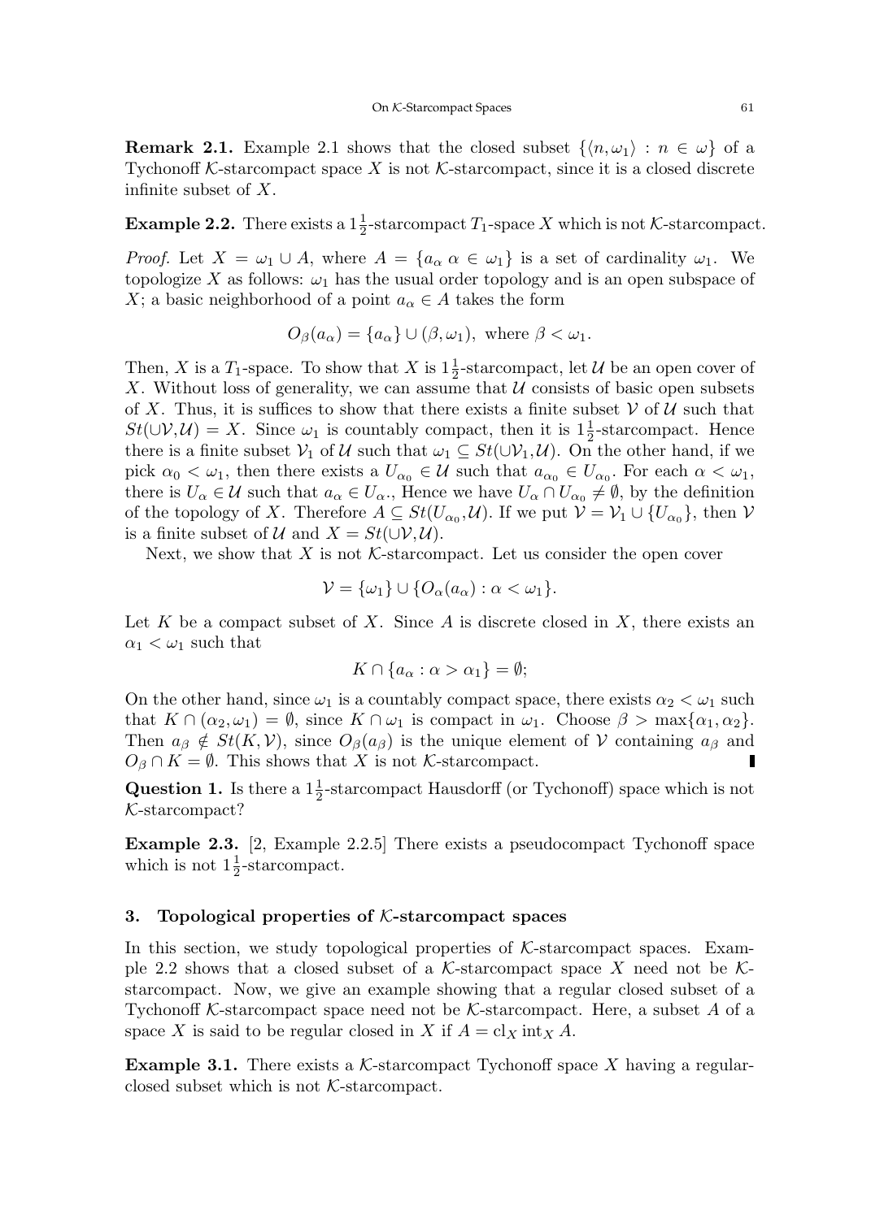**Remark 2.1.** Example 2.1 shows that the closed subset $\{\langle n, \omega_1\rangle : n \in \omega\}$ of a Tychonoff $\mathcal{K}$-starcompact space $X$ is not $\mathcal{K}$-starcompact, since it is a closed discrete infinite subset of $X$.

**Example 2.2.** There exists a $1\frac{1}{2}$-starcompact $T_1$-space $X$ which is not $\mathcal{K}$-starcompact.

*Proof.* Let $X = \omega_1 \cup A$, where $A = \{a_\alpha \ \alpha \in \omega_1\}$ is a set of cardinality $\omega_1$. We topologize $X$ as follows: $\omega_1$ has the usual order topology and is an open subspace of $X$; a basic neighborhood of a point $a_\alpha \in A$ takes the form

$$O_\beta(a_\alpha) = \{a_\alpha\} \cup (\beta, \omega_1), \text{ where } \beta < \omega_1.$$

Then, $X$ is a $T_1$-space. To show that $X$ is $1\frac{1}{2}$-starcompact, let $\mathcal{U}$ be an open cover of $X$. Without loss of generality, we can assume that $\mathcal{U}$ consists of basic open subsets of $X$. Thus, it is suffices to show that there exists a finite subset $\mathcal{V}$ of $\mathcal{U}$ such that $St(\cup\mathcal{V}, \mathcal{U}) = X$. Since $\omega_1$ is countably compact, then it is $1\frac{1}{2}$-starcompact. Hence there is a finite subset $\mathcal{V}_1$ of $\mathcal{U}$ such that $\omega_1 \subseteq St(\cup\mathcal{V}_1, \mathcal{U})$. On the other hand, if we pick $\alpha_0 < \omega_1$, then there exists a $U_{\alpha_0} \in \mathcal{U}$ such that $a_{\alpha_0} \in U_{\alpha_0}$. For each $\alpha < \omega_1$, there is $U_\alpha \in \mathcal{U}$ such that $a_\alpha \in U_\alpha$., Hence we have $U_\alpha \cap U_{\alpha_0} \neq \emptyset$, by the definition of the topology of $X$. Therefore $A \subseteq St(U_{\alpha_0}, \mathcal{U})$. If we put $\mathcal{V} = \mathcal{V}_1 \cup \{U_{\alpha_0}\}$, then $\mathcal{V}$ is a finite subset of $\mathcal{U}$ and $X = St(\cup\mathcal{V}, \mathcal{U})$.

Next, we show that $X$ is not $\mathcal{K}$-starcompact. Let us consider the open cover

$$\mathcal{V} = \{\omega_1\} \cup \{O_\alpha(a_\alpha) : \alpha < \omega_1\}.$$

Let $K$ be a compact subset of $X$. Since $A$ is discrete closed in $X$, there exists an $\alpha_1 < \omega_1$ such that

$$K \cap \{a_\alpha : \alpha > \alpha_1\} = \emptyset;$$

On the other hand, since $\omega_1$ is a countably compact space, there exists $\alpha_2 < \omega_1$ such that $K \cap (\alpha_2, \omega_1) = \emptyset$, since $K \cap \omega_1$ is compact in $\omega_1$. Choose $\beta > \max\{\alpha_1, \alpha_2\}$. Then $a_\beta \notin St(K, \mathcal{V})$, since $O_\beta(a_\beta)$ is the unique element of $\mathcal{V}$ containing $a_\beta$ and $O_\beta \cap K = \emptyset$. This shows that $X$ is not $\mathcal{K}$-starcompact. ∎

**Question 1.** Is there a $1\frac{1}{2}$-starcompact Hausdorff (or Tychonoff) space which is not $\mathcal{K}$-starcompact?

**Example 2.3.** [2, Example 2.2.5] There exists a pseudocompact Tychonoff space which is not $1\frac{1}{2}$-starcompact.

## 3. Topological properties of $\mathcal{K}$-starcompact spaces

In this section, we study topological properties of $\mathcal{K}$-starcompact spaces. Example 2.2 shows that a closed subset of a $\mathcal{K}$-starcompact space $X$ need not be $\mathcal{K}$-starcompact. Now, we give an example showing that a regular closed subset of a Tychonoff $\mathcal{K}$-starcompact space need not be $\mathcal{K}$-starcompact. Here, a subset $A$ of a space $X$ is said to be regular closed in $X$ if $A = \mathrm{cl}_X \, \mathrm{int}_X \, A$.

**Example 3.1.** There exists a $\mathcal{K}$-starcompact Tychonoff space $X$ having a regular-closed subset which is not $\mathcal{K}$-starcompact.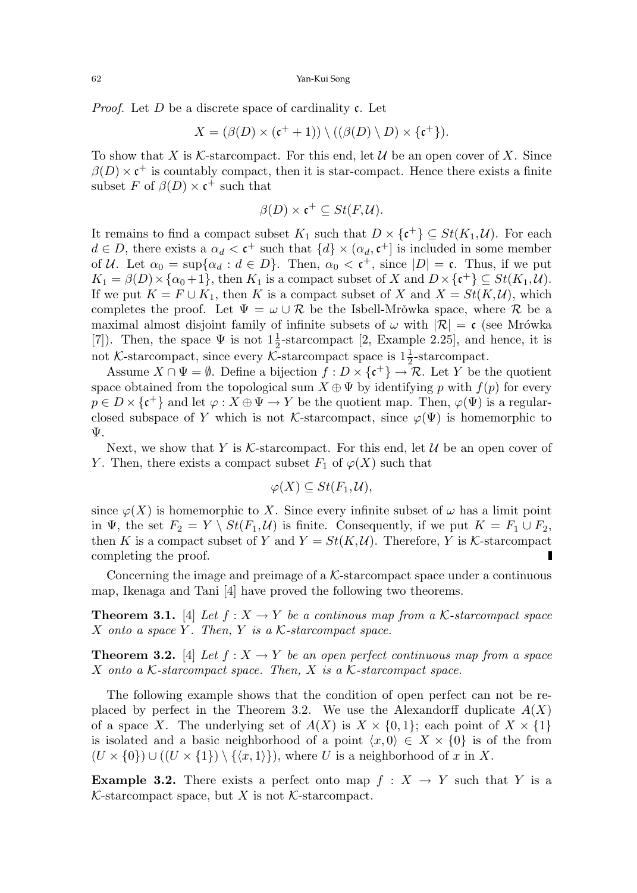*Proof.* Let $D$ be a discrete space of cardinality $\mathfrak{c}$. Let

$$X = (\beta(D) \times (\mathfrak{c}^+ + 1)) \setminus ((\beta(D) \setminus D) \times \{\mathfrak{c}^+\}).$$

To show that $X$ is $\mathcal{K}$-starcompact. For this end, let $\mathcal{U}$ be an open cover of $X$. Since $\beta(D) \times \mathfrak{c}^+$ is countably compact, then it is star-compact. Hence there exists a finite subset $F$ of $\beta(D) \times \mathfrak{c}^+$ such that

$$\beta(D) \times \mathfrak{c}^+ \subseteq St(F, \mathcal{U}).$$

It remains to find a compact subset $K_1$ such that $D \times \{\mathfrak{c}^+\} \subseteq St(K_1, \mathcal{U})$. For each $d \in D$, there exists a $\alpha_d < \mathfrak{c}^+$ such that $\{d\} \times (\alpha_d, \mathfrak{c}^+]$ is included in some member of $\mathcal{U}$. Let $\alpha_0 = \sup\{\alpha_d : d \in D\}$. Then, $\alpha_0 < \mathfrak{c}^+$, since $|D| = \mathfrak{c}$. Thus, if we put $K_1 = \beta(D) \times \{\alpha_0 + 1\}$, then $K_1$ is a compact subset of $X$ and $D \times \{\mathfrak{c}^+\} \subseteq St(K_1, \mathcal{U})$. If we put $K = F \cup K_1$, then $K$ is a compact subset of $X$ and $X = St(K, \mathcal{U})$, which completes the proof. Let $\Psi = \omega \cup \mathcal{R}$ be the Isbell-Mrŏwka space, where $\mathcal{R}$ be a maximal almost disjoint family of infinite subsets of $\omega$ with $|\mathcal{R}| = \mathfrak{c}$ (see Mrówka [7]). Then, the space $\Psi$ is not $1\frac{1}{2}$-starcompact [2, Example 2.25], and hence, it is not $\mathcal{K}$-starcompact, since every $\mathcal{K}$-starcompact space is $1\frac{1}{2}$-starcompact.

Assume $X \cap \Psi = \emptyset$. Define a bijection $f : D \times \{\mathfrak{c}^+\} \to \mathcal{R}$. Let $Y$ be the quotient space obtained from the topological sum $X \oplus \Psi$ by identifying $p$ with $f(p)$ for every $p \in D \times \{\mathfrak{c}^+\}$ and let $\varphi : X \oplus \Psi \to Y$ be the quotient map. Then, $\varphi(\Psi)$ is a regular-closed subspace of $Y$ which is not $\mathcal{K}$-starcompact, since $\varphi(\Psi)$ is homemorphic to $\Psi$.

Next, we show that $Y$ is $\mathcal{K}$-starcompact. For this end, let $\mathcal{U}$ be an open cover of $Y$. Then, there exists a compact subset $F_1$ of $\varphi(X)$ such that

$$\varphi(X) \subseteq St(F_1, \mathcal{U}),$$

since $\varphi(X)$ is homemorphic to $X$. Since every infinite subset of $\omega$ has a limit point in $\Psi$, the set $F_2 = Y \setminus St(F_1, \mathcal{U})$ is finite. Consequently, if we put $K = F_1 \cup F_2$, then $K$ is a compact subset of $Y$ and $Y = St(K, \mathcal{U})$. Therefore, $Y$ is $\mathcal{K}$-starcompact completing the proof. ∎

Concerning the image and preimage of a $\mathcal{K}$-starcompact space under a continuous map, Ikenaga and Tani [4] have proved the following two theorems.

**Theorem 3.1.** [4] *Let $f : X \to Y$ be a continous map from a $\mathcal{K}$-starcompact space $X$ onto a space $Y$. Then, $Y$ is a $\mathcal{K}$-starcompact space.*

**Theorem 3.2.** [4] *Let $f : X \to Y$ be an open perfect continuous map from a space $X$ onto a $\mathcal{K}$-starcompact space. Then, $X$ is a $\mathcal{K}$-starcompact space.*

The following example shows that the condition of open perfect can not be replaced by perfect in the Theorem 3.2. We use the Alexandorff duplicate $A(X)$ of a space $X$. The underlying set of $A(X)$ is $X \times \{0, 1\}$; each point of $X \times \{1\}$ is isolated and a basic neighborhood of a point $\langle x, 0\rangle \in X \times \{0\}$ is of the from $(U \times \{0\}) \cup ((U \times \{1\}) \setminus \{\langle x, 1\rangle\})$, where $U$ is a neighborhood of $x$ in $X$.

**Example 3.2.** There exists a perfect onto map $f : X \to Y$ such that $Y$ is a $\mathcal{K}$-starcompact space, but $X$ is not $\mathcal{K}$-starcompact.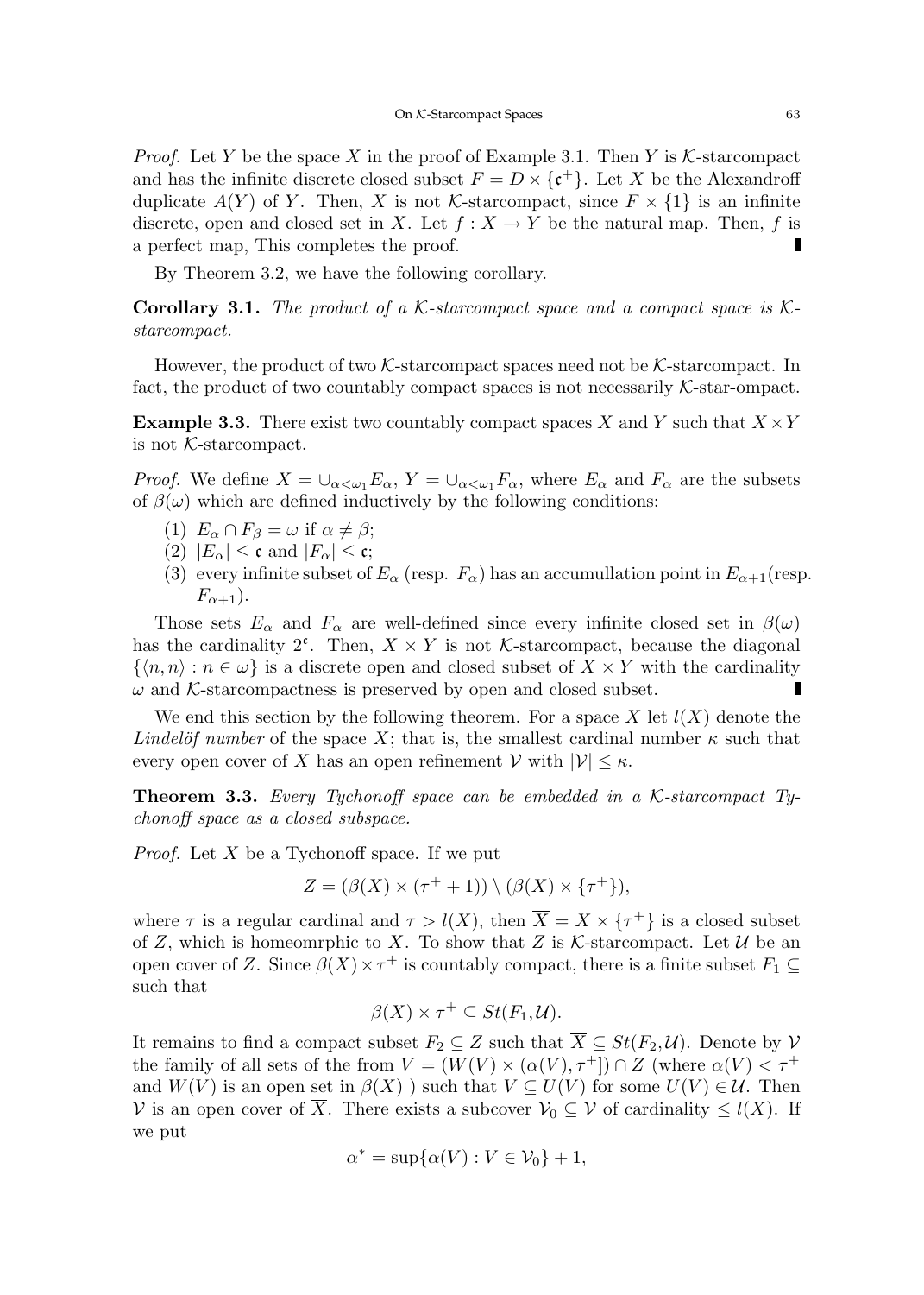*Proof.* Let $Y$ be the space $X$ in the proof of Example 3.1. Then $Y$ is $\mathcal{K}$-starcompact and has the infinite discrete closed subset $F = D \times \{\mathfrak{c}^+\}$. Let $X$ be the Alexandroff duplicate $A(Y)$ of $Y$. Then, $X$ is not $\mathcal{K}$-starcompact, since $F \times \{1\}$ is an infinite discrete, open and closed set in $X$. Let $f : X \to Y$ be the natural map. Then, $f$ is a perfect map, This completes the proof. ∎

By Theorem 3.2, we have the following corollary.

**Corollary 3.1.** *The product of a $\mathcal{K}$-starcompact space and a compact space is $\mathcal{K}$-starcompact.*

However, the product of two $\mathcal{K}$-starcompact spaces need not be $\mathcal{K}$-starcompact. In fact, the product of two countably compact spaces is not necessarily $\mathcal{K}$-star-ompact.

**Example 3.3.** There exist two countably compact spaces $X$ and $Y$ such that $X \times Y$ is not $\mathcal{K}$-starcompact.

*Proof.* We define $X = \cup_{\alpha<\omega_1} E_\alpha$, $Y = \cup_{\alpha<\omega_1} F_\alpha$, where $E_\alpha$ and $F_\alpha$ are the subsets of $\beta(\omega)$ which are defined inductively by the following conditions:

1. $E_\alpha \cap F_\beta = \omega$ if $\alpha \neq \beta$;
2. $|E_\alpha| \leq \mathfrak{c}$ and $|F_\alpha| \leq \mathfrak{c}$;
3. every infinite subset of $E_\alpha$ (resp. $F_\alpha$) has an accumullation point in $E_{\alpha+1}$(resp. $F_{\alpha+1}$).

Those sets $E_\alpha$ and $F_\alpha$ are well-defined since every infinite closed set in $\beta(\omega)$ has the cardinality $2^{\mathfrak{c}}$. Then, $X \times Y$ is not $\mathcal{K}$-starcompact, because the diagonal $\{\langle n, n\rangle : n \in \omega\}$ is a discrete open and closed subset of $X \times Y$ with the cardinality $\omega$ and $\mathcal{K}$-starcompactness is preserved by open and closed subset. ∎

We end this section by the following theorem. For a space $X$ let $l(X)$ denote the *Lindelöf number* of the space $X$; that is, the smallest cardinal number $\kappa$ such that every open cover of $X$ has an open refinement $\mathcal{V}$ with $|\mathcal{V}| \leq \kappa$.

**Theorem 3.3.** *Every Tychonoff space can be embedded in a $\mathcal{K}$-starcompact Tychonoff space as a closed subspace.*

*Proof.* Let $X$ be a Tychonoff space. If we put

$$Z = (\beta(X) \times (\tau^+ + 1)) \setminus (\beta(X) \times \{\tau^+\}),$$

where $\tau$ is a regular cardinal and $\tau > l(X)$, then $\overline{X} = X \times \{\tau^+\}$ is a closed subset of $Z$, which is homeomrphic to $X$. To show that $Z$ is $\mathcal{K}$-starcompact. Let $\mathcal{U}$ be an open cover of $Z$. Since $\beta(X) \times \tau^+$ is countably compact, there is a finite subset $F_1 \subseteq$ such that

$$\beta(X) \times \tau^+ \subseteq St(F_1, \mathcal{U}).$$

It remains to find a compact subset $F_2 \subseteq Z$ such that $\overline{X} \subseteq St(F_2, \mathcal{U})$. Denote by $\mathcal{V}$ the family of all sets of the from $V = (W(V) \times (\alpha(V), \tau^+]) \cap Z$ (where $\alpha(V) < \tau^+$ and $W(V)$ is an open set in $\beta(X)$ ) such that $V \subseteq U(V)$ for some $U(V) \in \mathcal{U}$. Then $\mathcal{V}$ is an open cover of $\overline{X}$. There exists a subcover $\mathcal{V}_0 \subseteq \mathcal{V}$ of cardinality $\leq l(X)$. If we put

$$\alpha^* = \sup\{\alpha(V) : V \in \mathcal{V}_0\} + 1,$$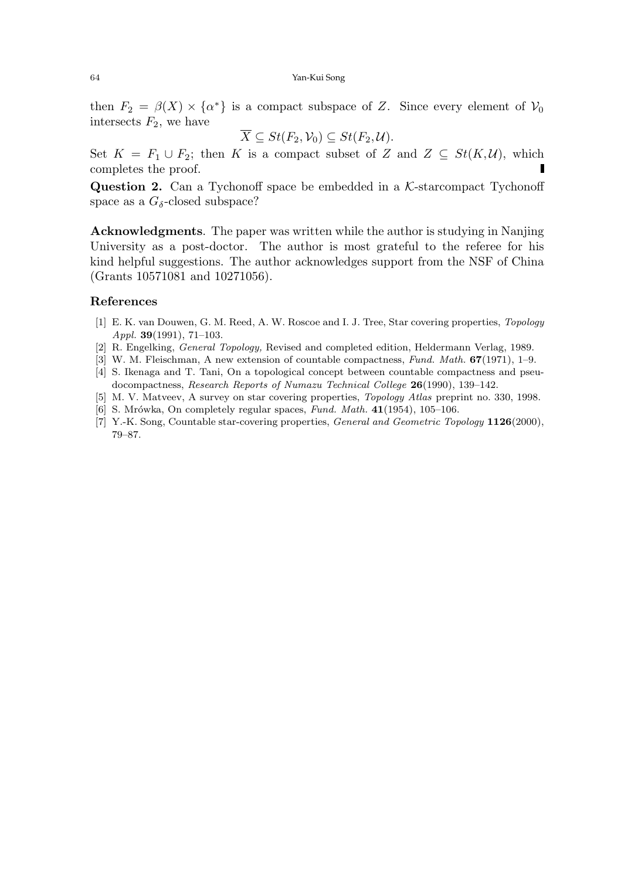then $F_2 = \beta(X) \times \{\alpha^*\}$ is a compact subspace of $Z$. Since every element of $\mathcal{V}_0$ intersects $F_2$, we have

$$\overline{X} \subseteq St(F_2, \mathcal{V}_0) \subseteq St(F_2, \mathcal{U}).$$

Set $K = F_1 \cup F_2$; then $K$ is a compact subset of $Z$ and $Z \subseteq St(K, \mathcal{U})$, which completes the proof. ∎

**Question 2.** Can a Tychonoff space be embedded in a $\mathcal{K}$-starcompact Tychonoff space as a $G_\delta$-closed subspace?

**Acknowledgments**. The paper was written while the author is studying in Nanjing University as a post-doctor. The author is most grateful to the referee for his kind helpful suggestions. The author acknowledges support from the NSF of China (Grants 10571081 and 10271056).

## References

[1] E. K. van Douwen, G. M. Reed, A. W. Roscoe and I. J. Tree, Star covering properties, *Topology Appl.* **39**(1991), 71–103.

[2] R. Engelking, *General Topology,* Revised and completed edition, Heldermann Verlag, 1989.

[3] W. M. Fleischman, A new extension of countable compactness, *Fund. Math.* **67**(1971), 1–9.

[4] S. Ikenaga and T. Tani, On a topological concept between countable compactness and pseudocompactness, *Research Reports of Numazu Technical College* **26**(1990), 139–142.

[5] M. V. Matveev, A survey on star covering properties, *Topology Atlas* preprint no. 330, 1998.

[6] S. Mrówka, On completely regular spaces, *Fund. Math.* **41**(1954), 105–106.

[7] Y.-K. Song, Countable star-covering properties, *General and Geometric Topology* **1126**(2000), 79–87.